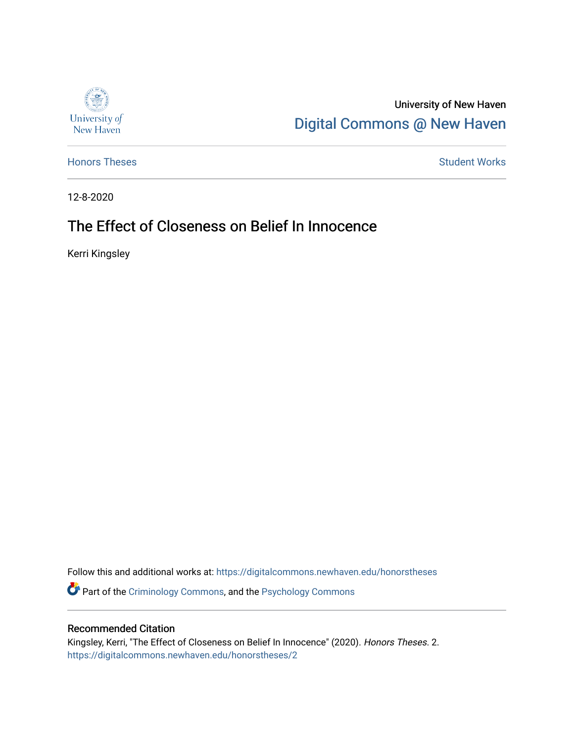University of New Haven

# Digital Commons @ New Haven

Honors Theses

Student Works

12-8-2020

## The Effect of Closeness on Belief In Innocence

Kerri Kingsley

Follow this and additional works at: https://digitalcommons.newhaven.edu/honorstheses

Part of the Criminology Commons, and the Psychology Commons

### Recommended Citation

Kingsley, Kerri, "The Effect of Closeness on Belief In Innocence" (2020). *Honors Theses*. 2.
https://digitalcommons.newhaven.edu/honorstheses/2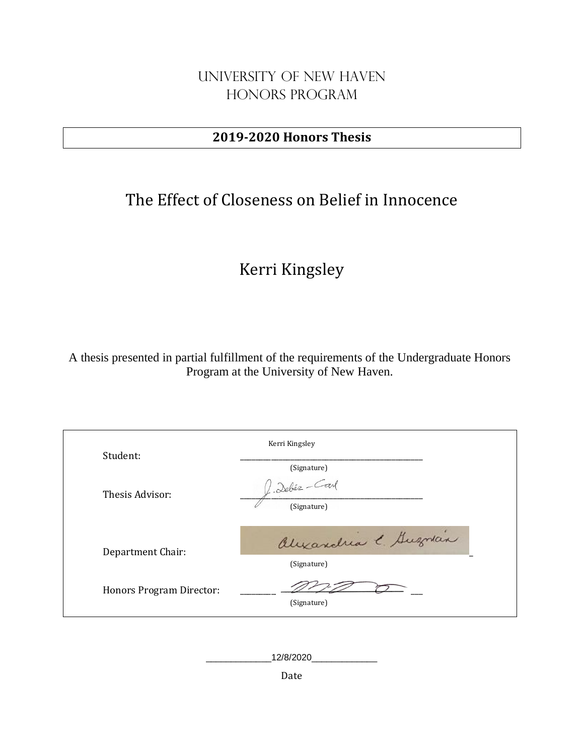# University of New Haven
# Honors Program

**2019-2020 Honors Thesis**

## The Effect of Closeness on Belief in Innocence

## Kerri Kingsley

A thesis presented in partial fulfillment of the requirements of the Undergraduate Honors Program at the University of New Haven.

| | |
|---|---|
| Student: | Kerri Kingsley (Signature) |
| Thesis Advisor: | J. Debez-Carl (Signature) |
| Department Chair: | Alexandria C. Guzmán (Signature) |
| Honors Program Director: | (Signature) |

12/8/2020

Date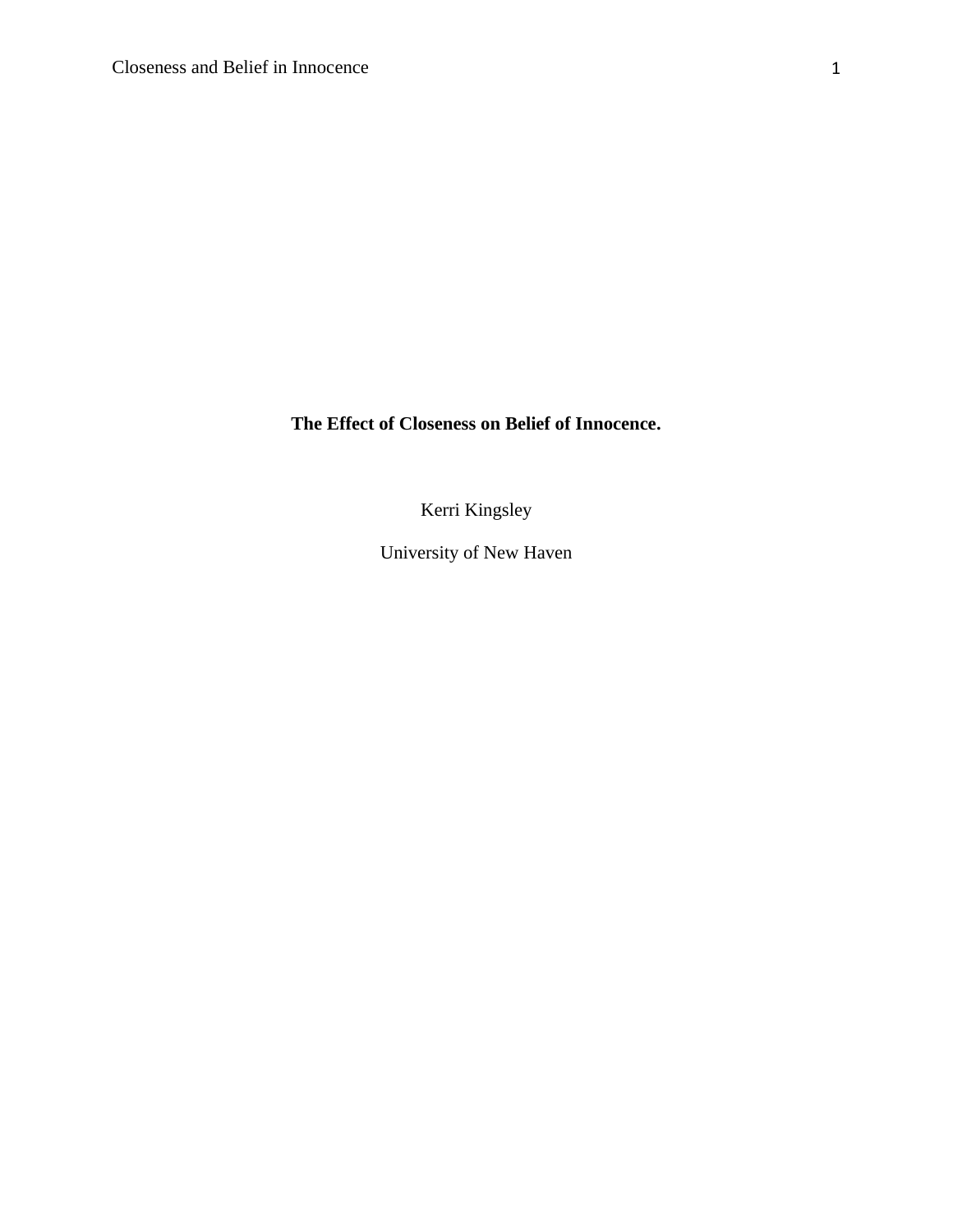**The Effect of Closeness on Belief of Innocence.**

Kerri Kingsley

University of New Haven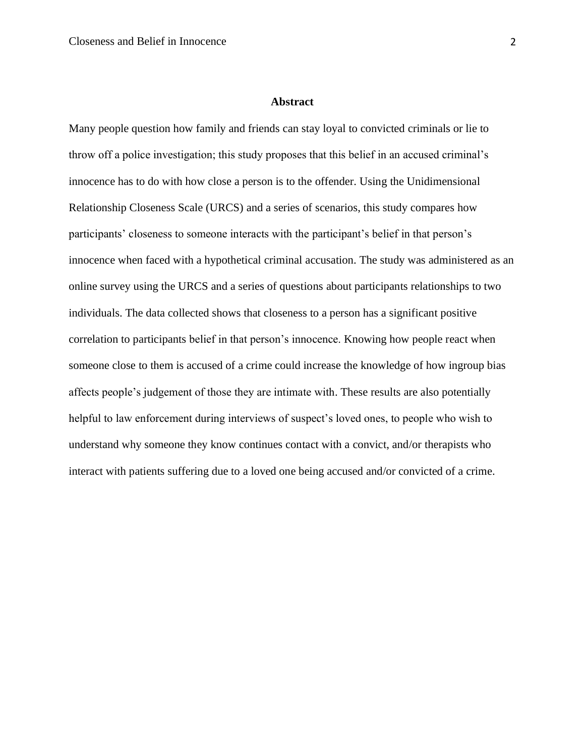## Abstract

Many people question how family and friends can stay loyal to convicted criminals or lie to throw off a police investigation; this study proposes that this belief in an accused criminal's innocence has to do with how close a person is to the offender. Using the Unidimensional Relationship Closeness Scale (URCS) and a series of scenarios, this study compares how participants' closeness to someone interacts with the participant's belief in that person's innocence when faced with a hypothetical criminal accusation. The study was administered as an online survey using the URCS and a series of questions about participants relationships to two individuals. The data collected shows that closeness to a person has a significant positive correlation to participants belief in that person's innocence. Knowing how people react when someone close to them is accused of a crime could increase the knowledge of how ingroup bias affects people's judgement of those they are intimate with. These results are also potentially helpful to law enforcement during interviews of suspect's loved ones, to people who wish to understand why someone they know continues contact with a convict, and/or therapists who interact with patients suffering due to a loved one being accused and/or convicted of a crime.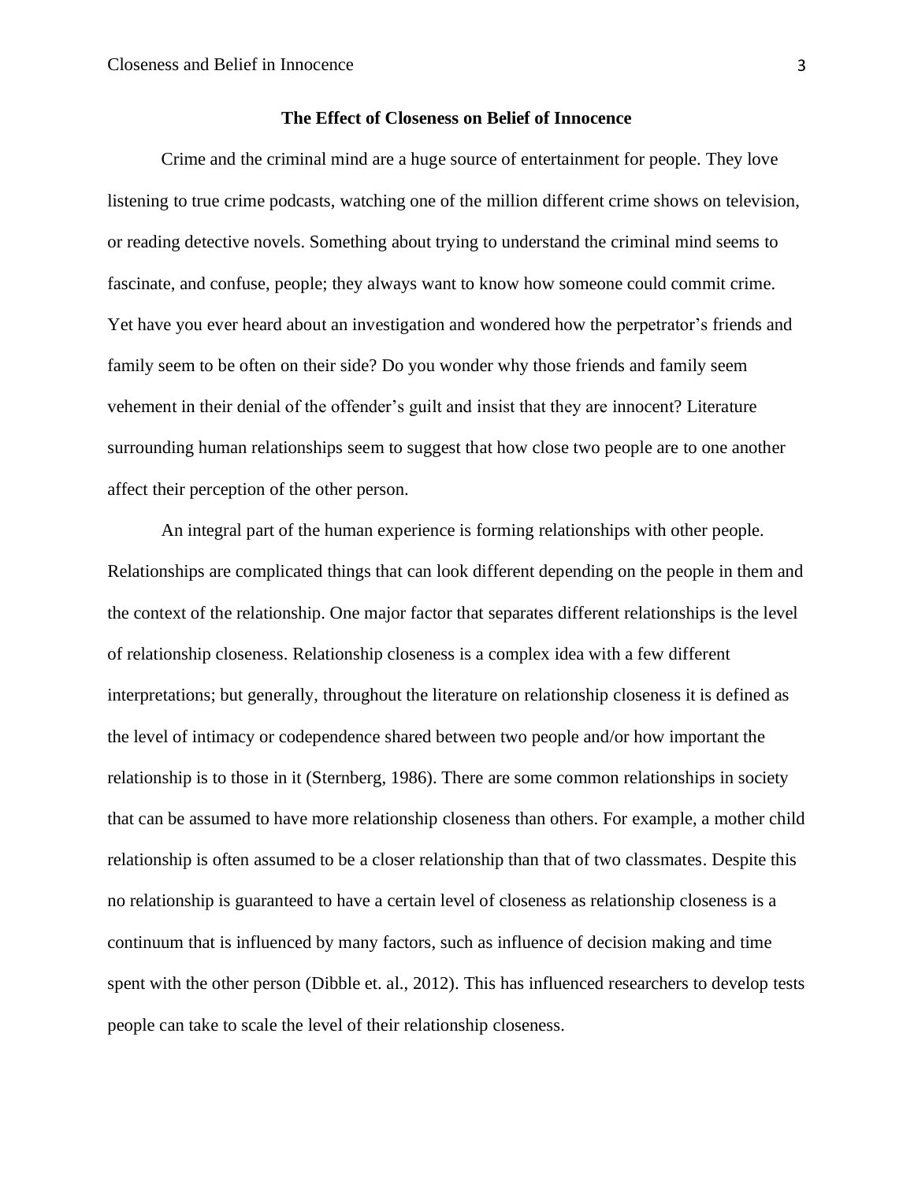**The Effect of Closeness on Belief of Innocence**

Crime and the criminal mind are a huge source of entertainment for people. They love listening to true crime podcasts, watching one of the million different crime shows on television, or reading detective novels. Something about trying to understand the criminal mind seems to fascinate, and confuse, people; they always want to know how someone could commit crime. Yet have you ever heard about an investigation and wondered how the perpetrator's friends and family seem to be often on their side? Do you wonder why those friends and family seem vehement in their denial of the offender's guilt and insist that they are innocent? Literature surrounding human relationships seem to suggest that how close two people are to one another affect their perception of the other person.

An integral part of the human experience is forming relationships with other people. Relationships are complicated things that can look different depending on the people in them and the context of the relationship. One major factor that separates different relationships is the level of relationship closeness. Relationship closeness is a complex idea with a few different interpretations; but generally, throughout the literature on relationship closeness it is defined as the level of intimacy or codependence shared between two people and/or how important the relationship is to those in it (Sternberg, 1986). There are some common relationships in society that can be assumed to have more relationship closeness than others. For example, a mother child relationship is often assumed to be a closer relationship than that of two classmates. Despite this no relationship is guaranteed to have a certain level of closeness as relationship closeness is a continuum that is influenced by many factors, such as influence of decision making and time spent with the other person (Dibble et. al., 2012). This has influenced researchers to develop tests people can take to scale the level of their relationship closeness.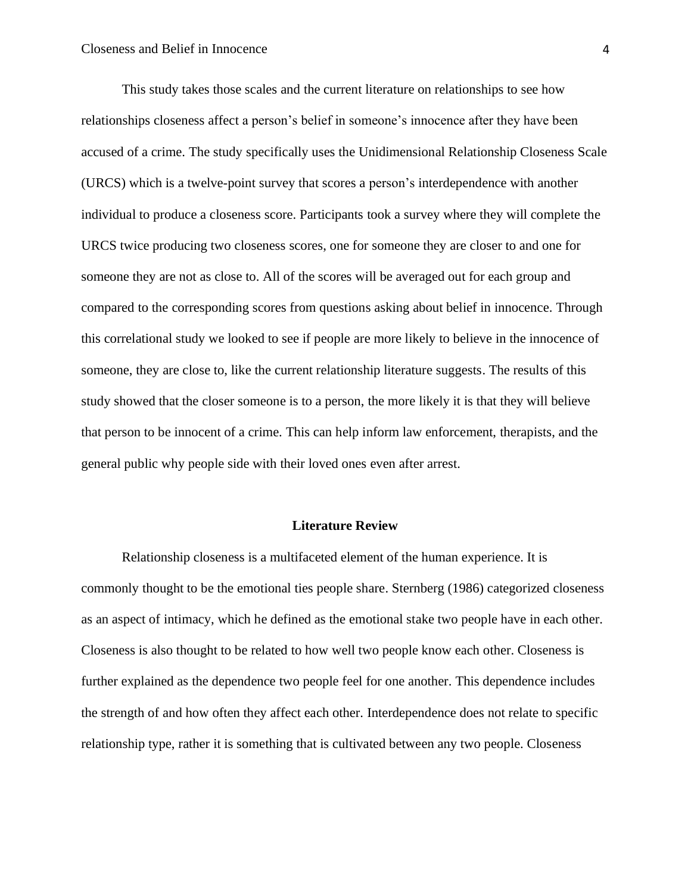This study takes those scales and the current literature on relationships to see how relationships closeness affect a person's belief in someone's innocence after they have been accused of a crime. The study specifically uses the Unidimensional Relationship Closeness Scale (URCS) which is a twelve-point survey that scores a person's interdependence with another individual to produce a closeness score. Participants took a survey where they will complete the URCS twice producing two closeness scores, one for someone they are closer to and one for someone they are not as close to. All of the scores will be averaged out for each group and compared to the corresponding scores from questions asking about belief in innocence. Through this correlational study we looked to see if people are more likely to believe in the innocence of someone, they are close to, like the current relationship literature suggests. The results of this study showed that the closer someone is to a person, the more likely it is that they will believe that person to be innocent of a crime. This can help inform law enforcement, therapists, and the general public why people side with their loved ones even after arrest.

## Literature Review

Relationship closeness is a multifaceted element of the human experience. It is commonly thought to be the emotional ties people share. Sternberg (1986) categorized closeness as an aspect of intimacy, which he defined as the emotional stake two people have in each other. Closeness is also thought to be related to how well two people know each other. Closeness is further explained as the dependence two people feel for one another. This dependence includes the strength of and how often they affect each other. Interdependence does not relate to specific relationship type, rather it is something that is cultivated between any two people. Closeness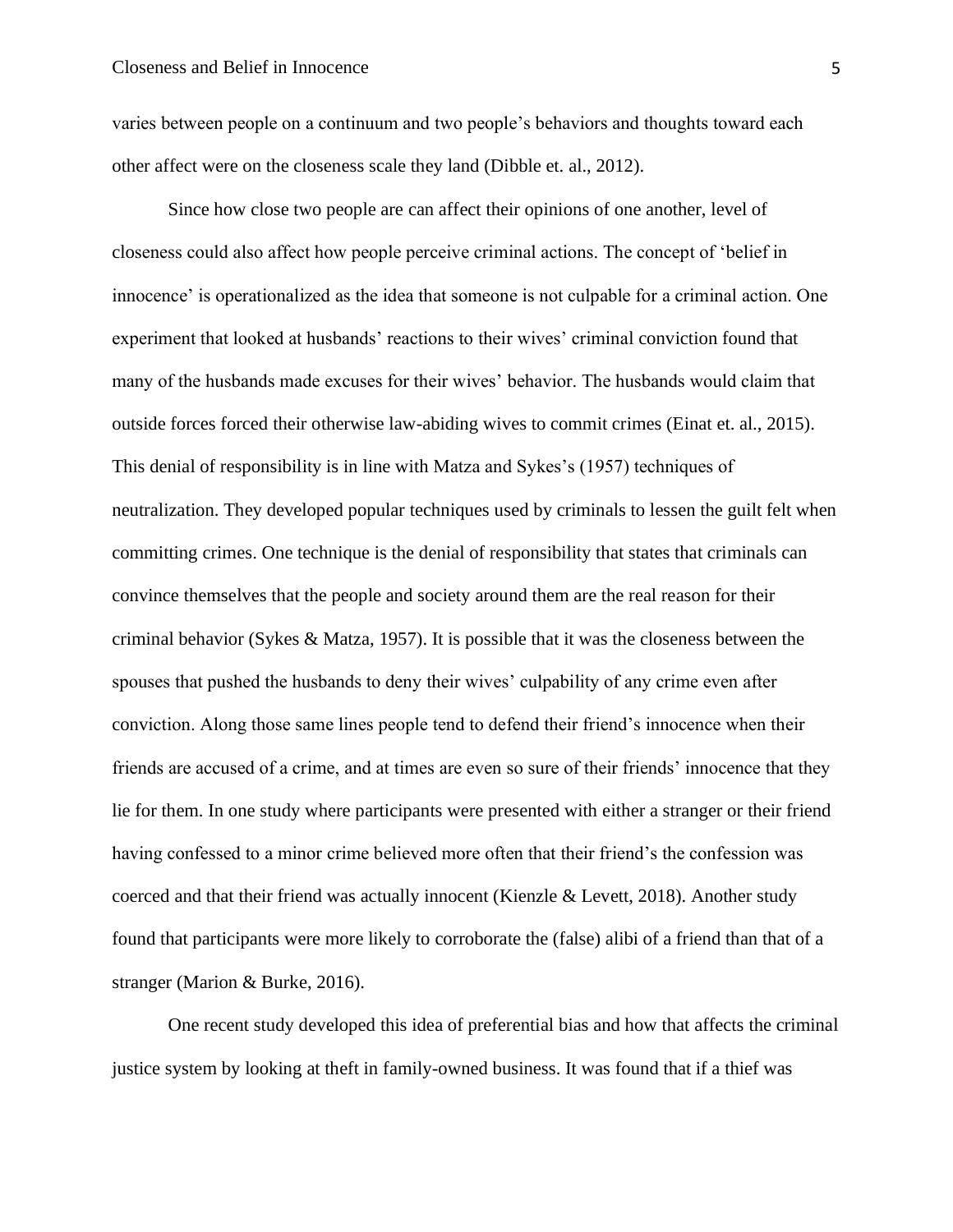varies between people on a continuum and two people's behaviors and thoughts toward each other affect were on the closeness scale they land (Dibble et. al., 2012).

Since how close two people are can affect their opinions of one another, level of closeness could also affect how people perceive criminal actions. The concept of 'belief in innocence' is operationalized as the idea that someone is not culpable for a criminal action. One experiment that looked at husbands' reactions to their wives' criminal conviction found that many of the husbands made excuses for their wives' behavior. The husbands would claim that outside forces forced their otherwise law-abiding wives to commit crimes (Einat et. al., 2015). This denial of responsibility is in line with Matza and Sykes's (1957) techniques of neutralization. They developed popular techniques used by criminals to lessen the guilt felt when committing crimes. One technique is the denial of responsibility that states that criminals can convince themselves that the people and society around them are the real reason for their criminal behavior (Sykes & Matza, 1957). It is possible that it was the closeness between the spouses that pushed the husbands to deny their wives' culpability of any crime even after conviction. Along those same lines people tend to defend their friend's innocence when their friends are accused of a crime, and at times are even so sure of their friends' innocence that they lie for them. In one study where participants were presented with either a stranger or their friend having confessed to a minor crime believed more often that their friend's the confession was coerced and that their friend was actually innocent (Kienzle & Levett, 2018). Another study found that participants were more likely to corroborate the (false) alibi of a friend than that of a stranger (Marion & Burke, 2016).

One recent study developed this idea of preferential bias and how that affects the criminal justice system by looking at theft in family-owned business. It was found that if a thief was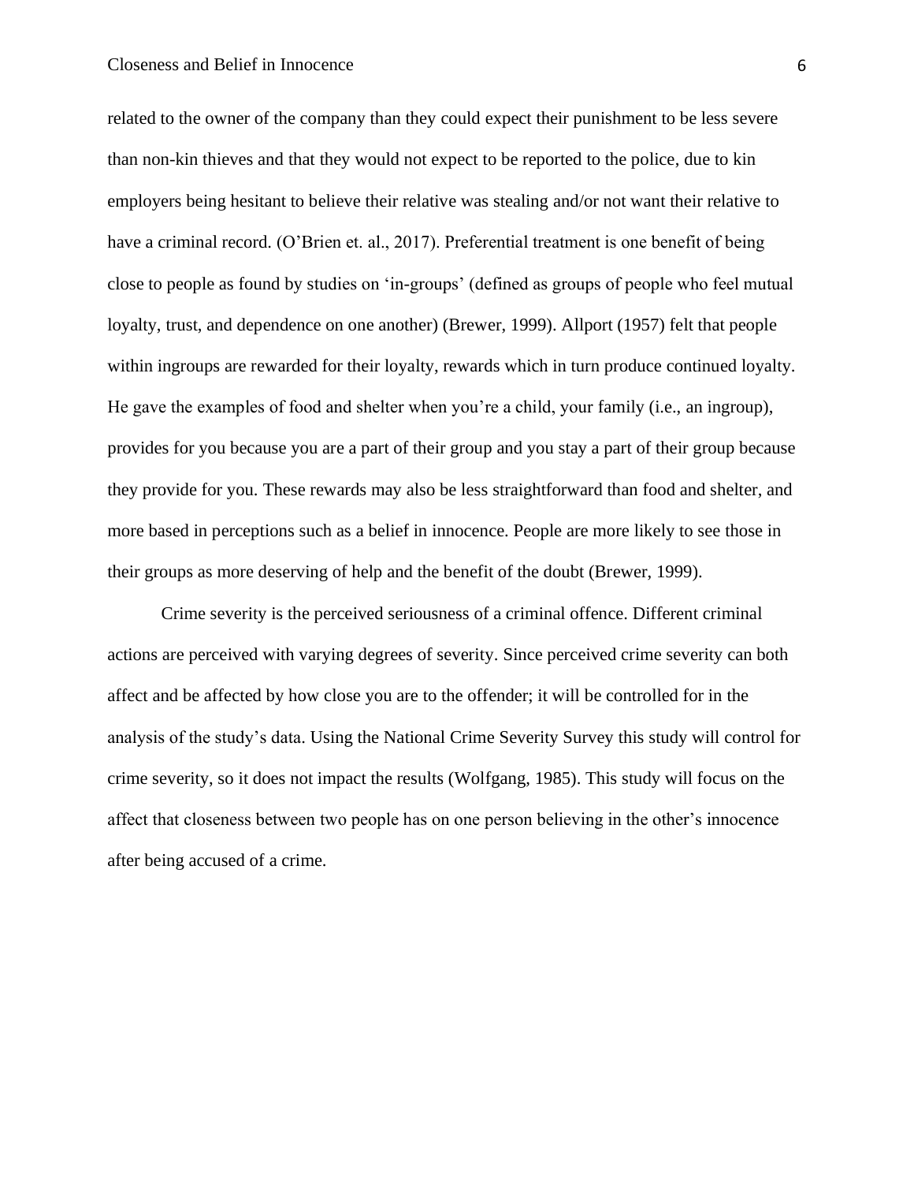related to the owner of the company than they could expect their punishment to be less severe than non-kin thieves and that they would not expect to be reported to the police, due to kin employers being hesitant to believe their relative was stealing and/or not want their relative to have a criminal record. (O'Brien et. al., 2017). Preferential treatment is one benefit of being close to people as found by studies on 'in-groups' (defined as groups of people who feel mutual loyalty, trust, and dependence on one another) (Brewer, 1999). Allport (1957) felt that people within ingroups are rewarded for their loyalty, rewards which in turn produce continued loyalty. He gave the examples of food and shelter when you're a child, your family (i.e., an ingroup), provides for you because you are a part of their group and you stay a part of their group because they provide for you. These rewards may also be less straightforward than food and shelter, and more based in perceptions such as a belief in innocence. People are more likely to see those in their groups as more deserving of help and the benefit of the doubt (Brewer, 1999).

Crime severity is the perceived seriousness of a criminal offence. Different criminal actions are perceived with varying degrees of severity. Since perceived crime severity can both affect and be affected by how close you are to the offender; it will be controlled for in the analysis of the study's data. Using the National Crime Severity Survey this study will control for crime severity, so it does not impact the results (Wolfgang, 1985). This study will focus on the affect that closeness between two people has on one person believing in the other's innocence after being accused of a crime.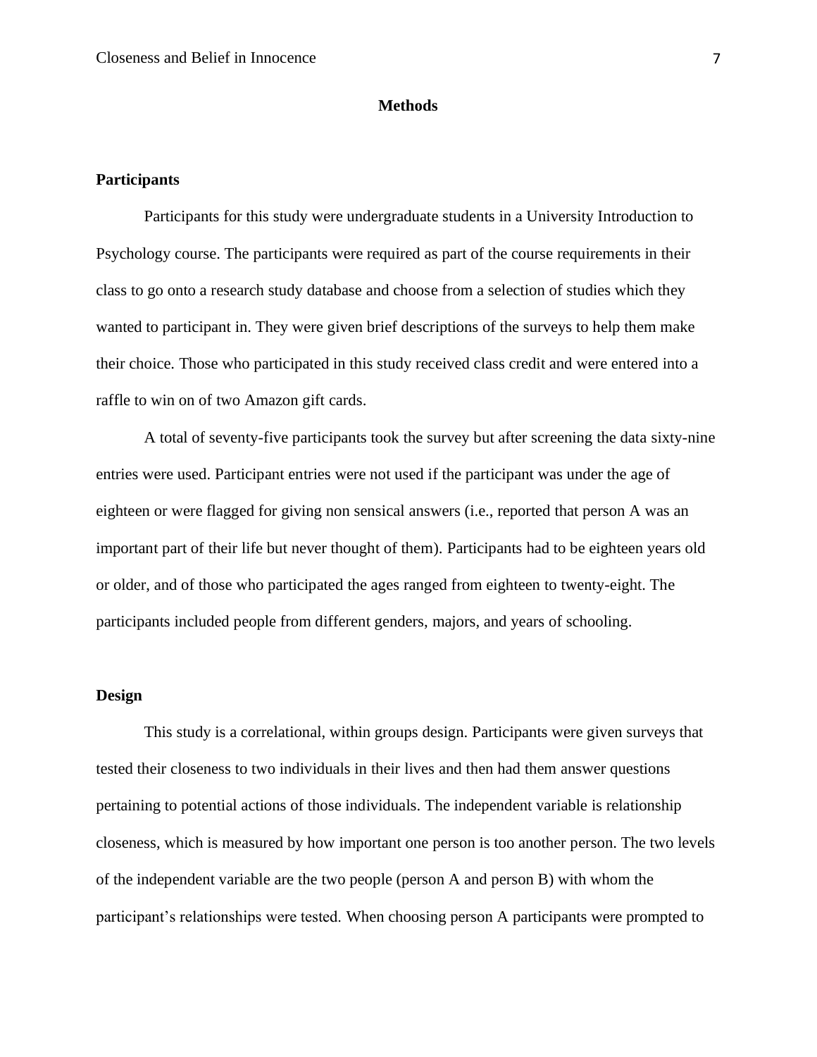## Methods

### Participants

Participants for this study were undergraduate students in a University Introduction to Psychology course. The participants were required as part of the course requirements in their class to go onto a research study database and choose from a selection of studies which they wanted to participant in. They were given brief descriptions of the surveys to help them make their choice. Those who participated in this study received class credit and were entered into a raffle to win on of two Amazon gift cards.

A total of seventy-five participants took the survey but after screening the data sixty-nine entries were used. Participant entries were not used if the participant was under the age of eighteen or were flagged for giving non sensical answers (i.e., reported that person A was an important part of their life but never thought of them). Participants had to be eighteen years old or older, and of those who participated the ages ranged from eighteen to twenty-eight. The participants included people from different genders, majors, and years of schooling.

### Design

This study is a correlational, within groups design. Participants were given surveys that tested their closeness to two individuals in their lives and then had them answer questions pertaining to potential actions of those individuals. The independent variable is relationship closeness, which is measured by how important one person is too another person. The two levels of the independent variable are the two people (person A and person B) with whom the participant's relationships were tested. When choosing person A participants were prompted to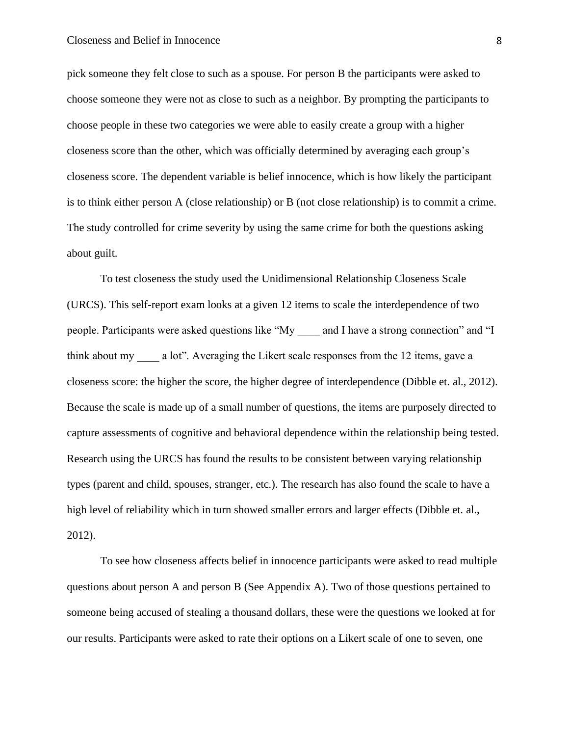pick someone they felt close to such as a spouse. For person B the participants were asked to choose someone they were not as close to such as a neighbor. By prompting the participants to choose people in these two categories we were able to easily create a group with a higher closeness score than the other, which was officially determined by averaging each group's closeness score. The dependent variable is belief innocence, which is how likely the participant is to think either person A (close relationship) or B (not close relationship) is to commit a crime. The study controlled for crime severity by using the same crime for both the questions asking about guilt.

To test closeness the study used the Unidimensional Relationship Closeness Scale (URCS). This self-report exam looks at a given 12 items to scale the interdependence of two people. Participants were asked questions like "My ____ and I have a strong connection" and "I think about my ____ a lot". Averaging the Likert scale responses from the 12 items, gave a closeness score: the higher the score, the higher degree of interdependence (Dibble et. al., 2012). Because the scale is made up of a small number of questions, the items are purposely directed to capture assessments of cognitive and behavioral dependence within the relationship being tested. Research using the URCS has found the results to be consistent between varying relationship types (parent and child, spouses, stranger, etc.). The research has also found the scale to have a high level of reliability which in turn showed smaller errors and larger effects (Dibble et. al., 2012).

To see how closeness affects belief in innocence participants were asked to read multiple questions about person A and person B (See Appendix A). Two of those questions pertained to someone being accused of stealing a thousand dollars, these were the questions we looked at for our results. Participants were asked to rate their options on a Likert scale of one to seven, one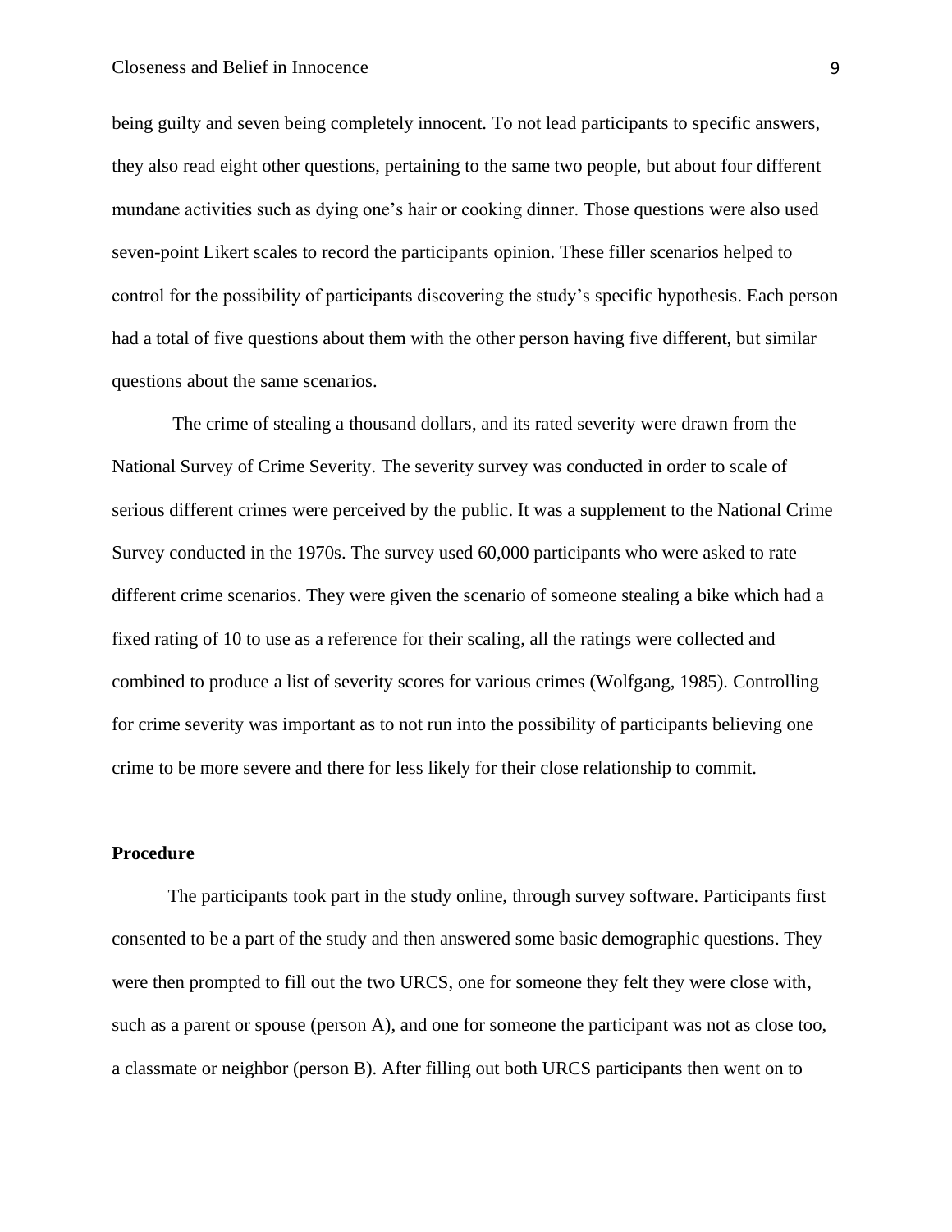being guilty and seven being completely innocent. To not lead participants to specific answers, they also read eight other questions, pertaining to the same two people, but about four different mundane activities such as dying one's hair or cooking dinner. Those questions were also used seven-point Likert scales to record the participants opinion. These filler scenarios helped to control for the possibility of participants discovering the study's specific hypothesis. Each person had a total of five questions about them with the other person having five different, but similar questions about the same scenarios.

The crime of stealing a thousand dollars, and its rated severity were drawn from the National Survey of Crime Severity. The severity survey was conducted in order to scale of serious different crimes were perceived by the public. It was a supplement to the National Crime Survey conducted in the 1970s. The survey used 60,000 participants who were asked to rate different crime scenarios. They were given the scenario of someone stealing a bike which had a fixed rating of 10 to use as a reference for their scaling, all the ratings were collected and combined to produce a list of severity scores for various crimes (Wolfgang, 1985). Controlling for crime severity was important as to not run into the possibility of participants believing one crime to be more severe and there for less likely for their close relationship to commit.

**Procedure**

The participants took part in the study online, through survey software. Participants first consented to be a part of the study and then answered some basic demographic questions. They were then prompted to fill out the two URCS, one for someone they felt they were close with, such as a parent or spouse (person A), and one for someone the participant was not as close too, a classmate or neighbor (person B). After filling out both URCS participants then went on to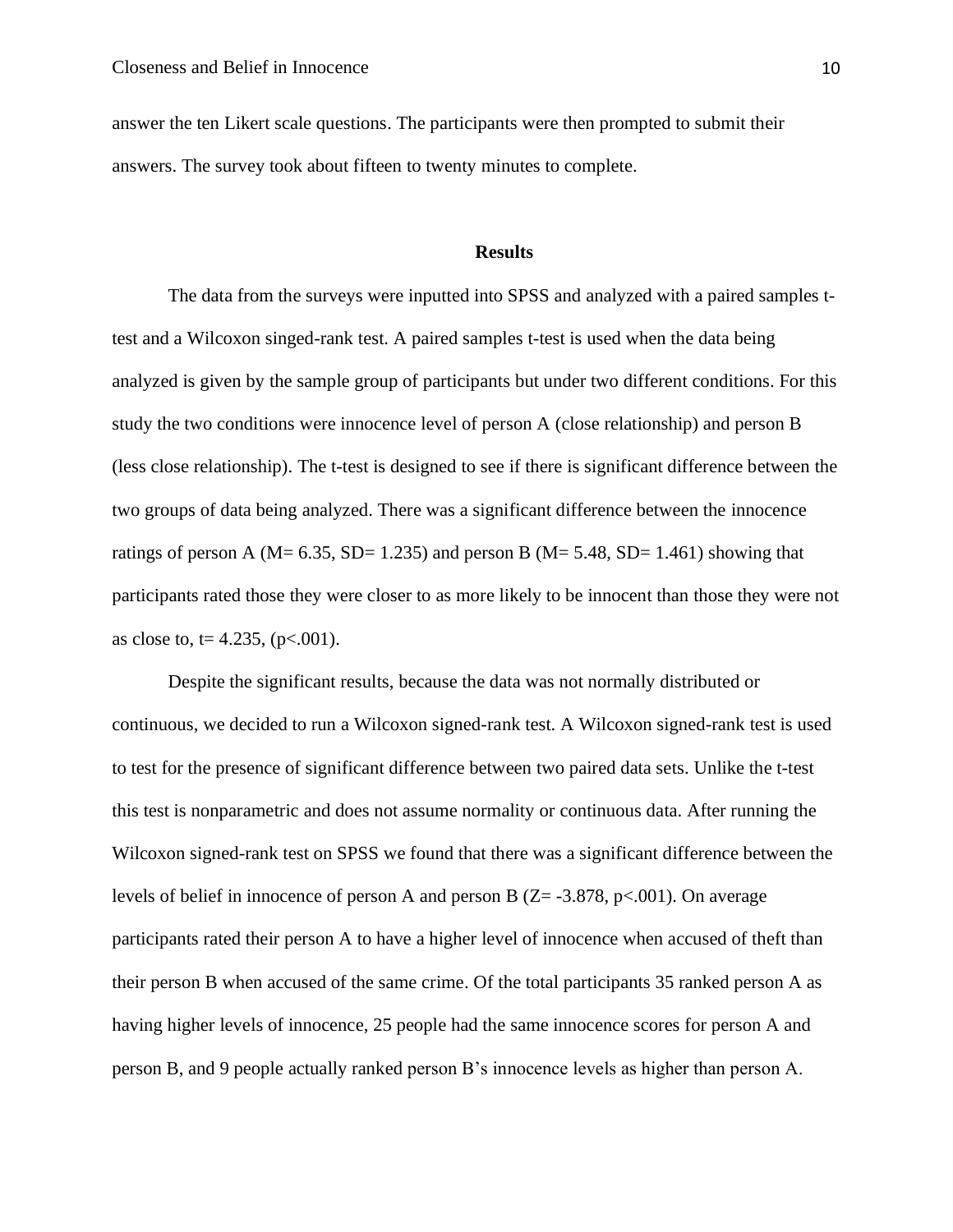answer the ten Likert scale questions. The participants were then prompted to submit their answers. The survey took about fifteen to twenty minutes to complete.

## Results

The data from the surveys were inputted into SPSS and analyzed with a paired samples t-test and a Wilcoxon singed-rank test. A paired samples t-test is used when the data being analyzed is given by the sample group of participants but under two different conditions. For this study the two conditions were innocence level of person A (close relationship) and person B (less close relationship). The t-test is designed to see if there is significant difference between the two groups of data being analyzed. There was a significant difference between the innocence ratings of person A ($M= 6.35$, $SD= 1.235$) and person B ($M= 5.48$, $SD= 1.461$) showing that participants rated those they were closer to as more likely to be innocent than those they were not as close to, $t= 4.235$, ($p<.001$).

Despite the significant results, because the data was not normally distributed or continuous, we decided to run a Wilcoxon signed-rank test. A Wilcoxon signed-rank test is used to test for the presence of significant difference between two paired data sets. Unlike the t-test this test is nonparametric and does not assume normality or continuous data. After running the Wilcoxon signed-rank test on SPSS we found that there was a significant difference between the levels of belief in innocence of person A and person B ($Z= -3.878$, $p<.001$). On average participants rated their person A to have a higher level of innocence when accused of theft than their person B when accused of the same crime. Of the total participants 35 ranked person A as having higher levels of innocence, 25 people had the same innocence scores for person A and person B, and 9 people actually ranked person B's innocence levels as higher than person A.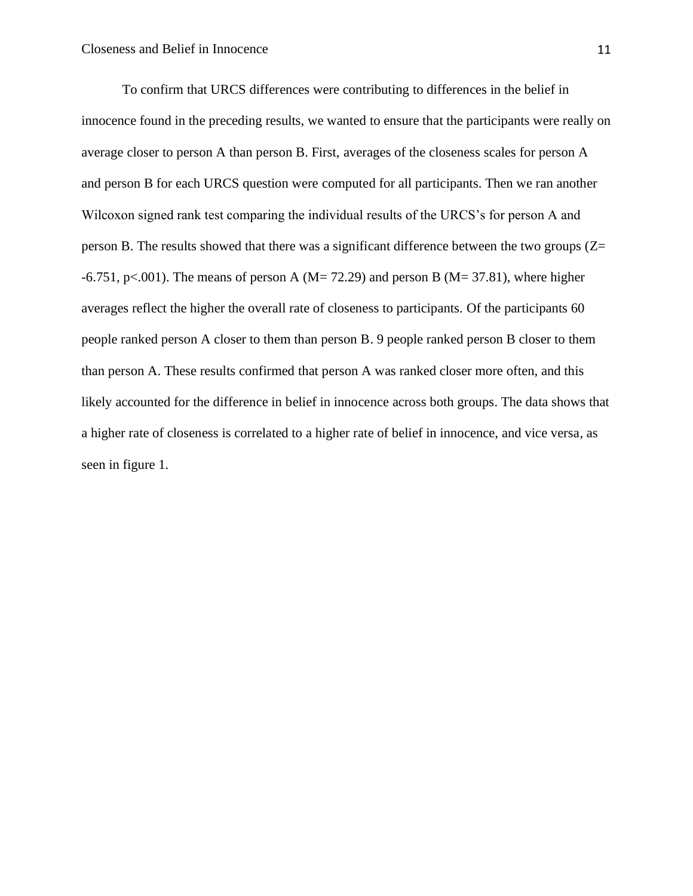To confirm that URCS differences were contributing to differences in the belief in innocence found in the preceding results, we wanted to ensure that the participants were really on average closer to person A than person B. First, averages of the closeness scales for person A and person B for each URCS question were computed for all participants. Then we ran another Wilcoxon signed rank test comparing the individual results of the URCS's for person A and person B. The results showed that there was a significant difference between the two groups ($Z = -6.751$, $p < .001$). The means of person A ($M = 72.29$) and person B ($M = 37.81$), where higher averages reflect the higher the overall rate of closeness to participants. Of the participants 60 people ranked person A closer to them than person B. 9 people ranked person B closer to them than person A. These results confirmed that person A was ranked closer more often, and this likely accounted for the difference in belief in innocence across both groups. The data shows that a higher rate of closeness is correlated to a higher rate of belief in innocence, and vice versa, as seen in figure 1.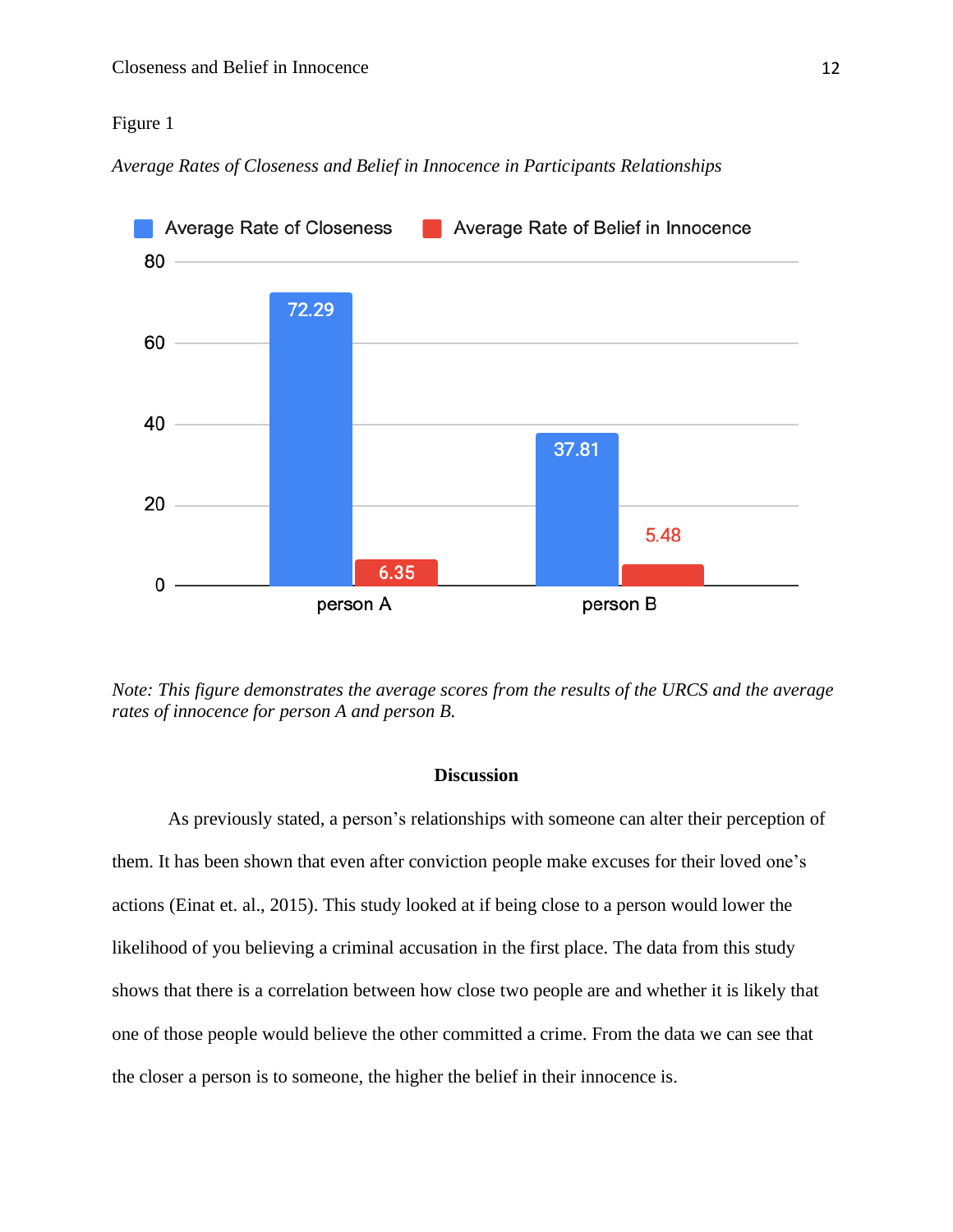Figure 1

*Average Rates of Closeness and Belief in Innocence in Participants Relationships*

| | Average Rate of Closeness | Average Rate of Belief in Innocence |
|---|---|---|
| person A | 72.29 | 6.35 |
| person B | 37.81 | 5.48 |

*Note: This figure demonstrates the average scores from the results of the URCS and the average rates of innocence for person A and person B.*

## Discussion

As previously stated, a person's relationships with someone can alter their perception of them. It has been shown that even after conviction people make excuses for their loved one's actions (Einat et. al., 2015). This study looked at if being close to a person would lower the likelihood of you believing a criminal accusation in the first place. The data from this study shows that there is a correlation between how close two people are and whether it is likely that one of those people would believe the other committed a crime. From the data we can see that the closer a person is to someone, the higher the belief in their innocence is.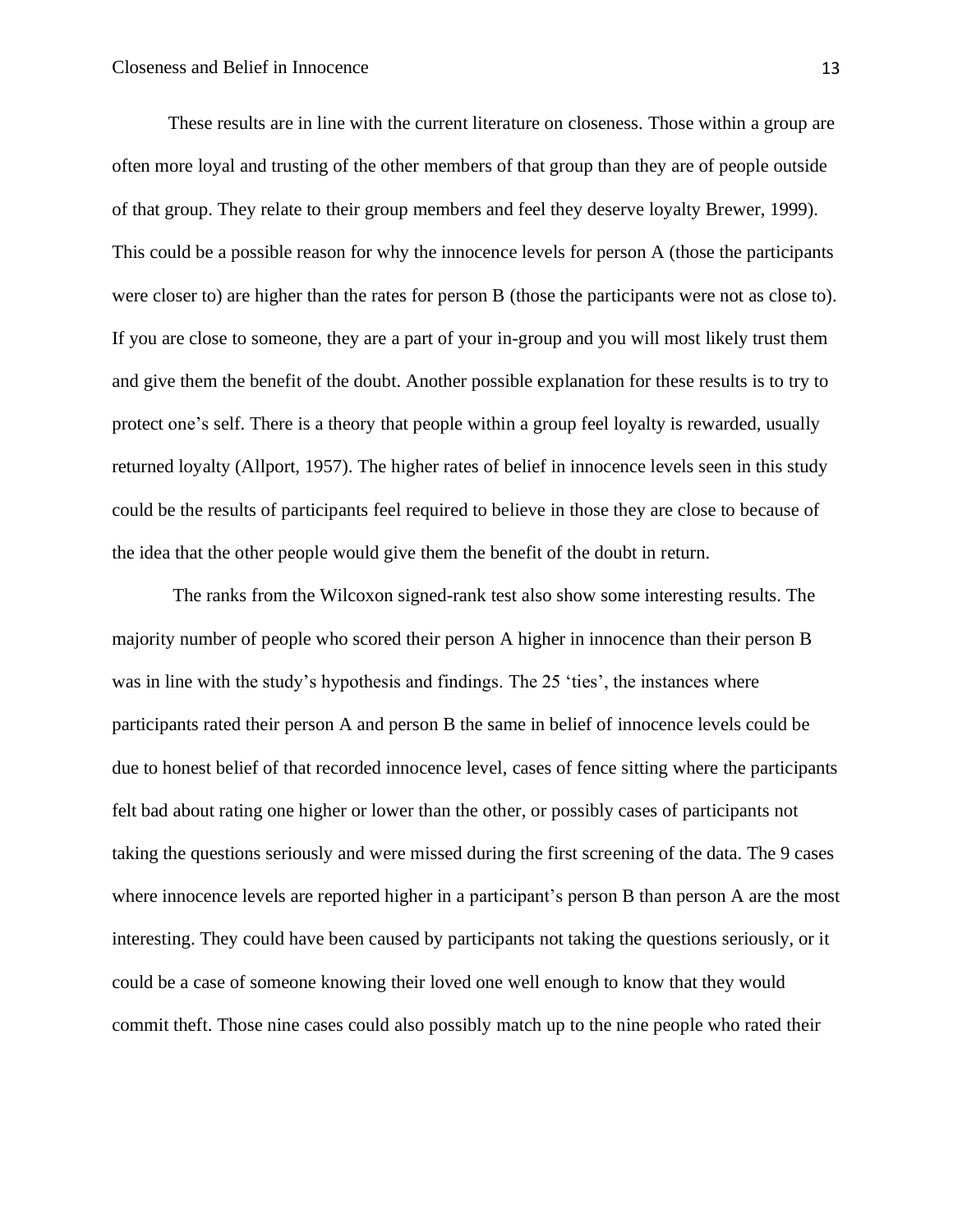These results are in line with the current literature on closeness. Those within a group are often more loyal and trusting of the other members of that group than they are of people outside of that group. They relate to their group members and feel they deserve loyalty Brewer, 1999). This could be a possible reason for why the innocence levels for person A (those the participants were closer to) are higher than the rates for person B (those the participants were not as close to). If you are close to someone, they are a part of your in-group and you will most likely trust them and give them the benefit of the doubt. Another possible explanation for these results is to try to protect one's self. There is a theory that people within a group feel loyalty is rewarded, usually returned loyalty (Allport, 1957). The higher rates of belief in innocence levels seen in this study could be the results of participants feel required to believe in those they are close to because of the idea that the other people would give them the benefit of the doubt in return.

The ranks from the Wilcoxon signed-rank test also show some interesting results. The majority number of people who scored their person A higher in innocence than their person B was in line with the study's hypothesis and findings. The 25 'ties', the instances where participants rated their person A and person B the same in belief of innocence levels could be due to honest belief of that recorded innocence level, cases of fence sitting where the participants felt bad about rating one higher or lower than the other, or possibly cases of participants not taking the questions seriously and were missed during the first screening of the data. The 9 cases where innocence levels are reported higher in a participant's person B than person A are the most interesting. They could have been caused by participants not taking the questions seriously, or it could be a case of someone knowing their loved one well enough to know that they would commit theft. Those nine cases could also possibly match up to the nine people who rated their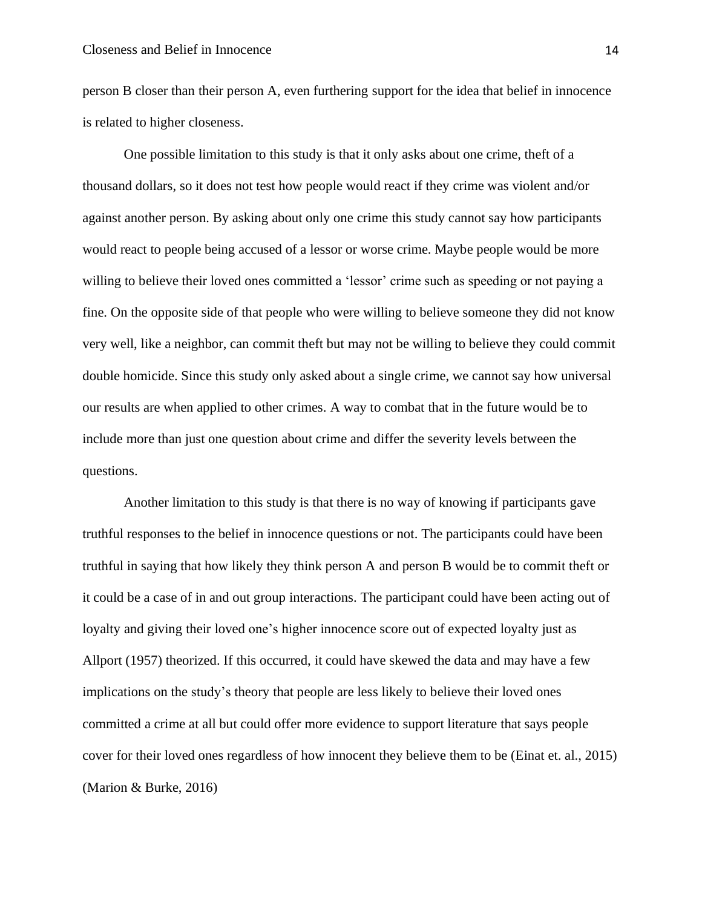person B closer than their person A, even furthering support for the idea that belief in innocence is related to higher closeness.

One possible limitation to this study is that it only asks about one crime, theft of a thousand dollars, so it does not test how people would react if they crime was violent and/or against another person. By asking about only one crime this study cannot say how participants would react to people being accused of a lessor or worse crime. Maybe people would be more willing to believe their loved ones committed a 'lessor' crime such as speeding or not paying a fine. On the opposite side of that people who were willing to believe someone they did not know very well, like a neighbor, can commit theft but may not be willing to believe they could commit double homicide. Since this study only asked about a single crime, we cannot say how universal our results are when applied to other crimes. A way to combat that in the future would be to include more than just one question about crime and differ the severity levels between the questions.

Another limitation to this study is that there is no way of knowing if participants gave truthful responses to the belief in innocence questions or not. The participants could have been truthful in saying that how likely they think person A and person B would be to commit theft or it could be a case of in and out group interactions. The participant could have been acting out of loyalty and giving their loved one's higher innocence score out of expected loyalty just as Allport (1957) theorized. If this occurred, it could have skewed the data and may have a few implications on the study's theory that people are less likely to believe their loved ones committed a crime at all but could offer more evidence to support literature that says people cover for their loved ones regardless of how innocent they believe them to be (Einat et. al., 2015) (Marion & Burke, 2016)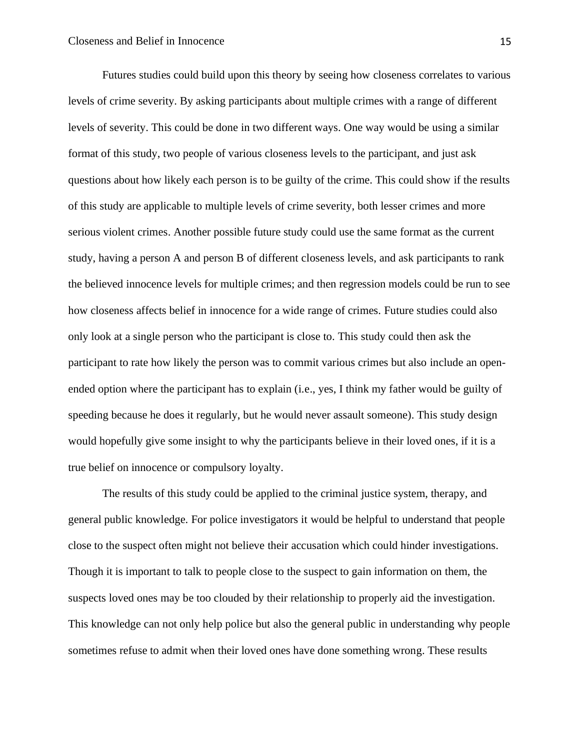Futures studies could build upon this theory by seeing how closeness correlates to various levels of crime severity. By asking participants about multiple crimes with a range of different levels of severity. This could be done in two different ways. One way would be using a similar format of this study, two people of various closeness levels to the participant, and just ask questions about how likely each person is to be guilty of the crime. This could show if the results of this study are applicable to multiple levels of crime severity, both lesser crimes and more serious violent crimes. Another possible future study could use the same format as the current study, having a person A and person B of different closeness levels, and ask participants to rank the believed innocence levels for multiple crimes; and then regression models could be run to see how closeness affects belief in innocence for a wide range of crimes. Future studies could also only look at a single person who the participant is close to. This study could then ask the participant to rate how likely the person was to commit various crimes but also include an open-ended option where the participant has to explain (i.e., yes, I think my father would be guilty of speeding because he does it regularly, but he would never assault someone). This study design would hopefully give some insight to why the participants believe in their loved ones, if it is a true belief on innocence or compulsory loyalty.

The results of this study could be applied to the criminal justice system, therapy, and general public knowledge. For police investigators it would be helpful to understand that people close to the suspect often might not believe their accusation which could hinder investigations. Though it is important to talk to people close to the suspect to gain information on them, the suspects loved ones may be too clouded by their relationship to properly aid the investigation. This knowledge can not only help police but also the general public in understanding why people sometimes refuse to admit when their loved ones have done something wrong. These results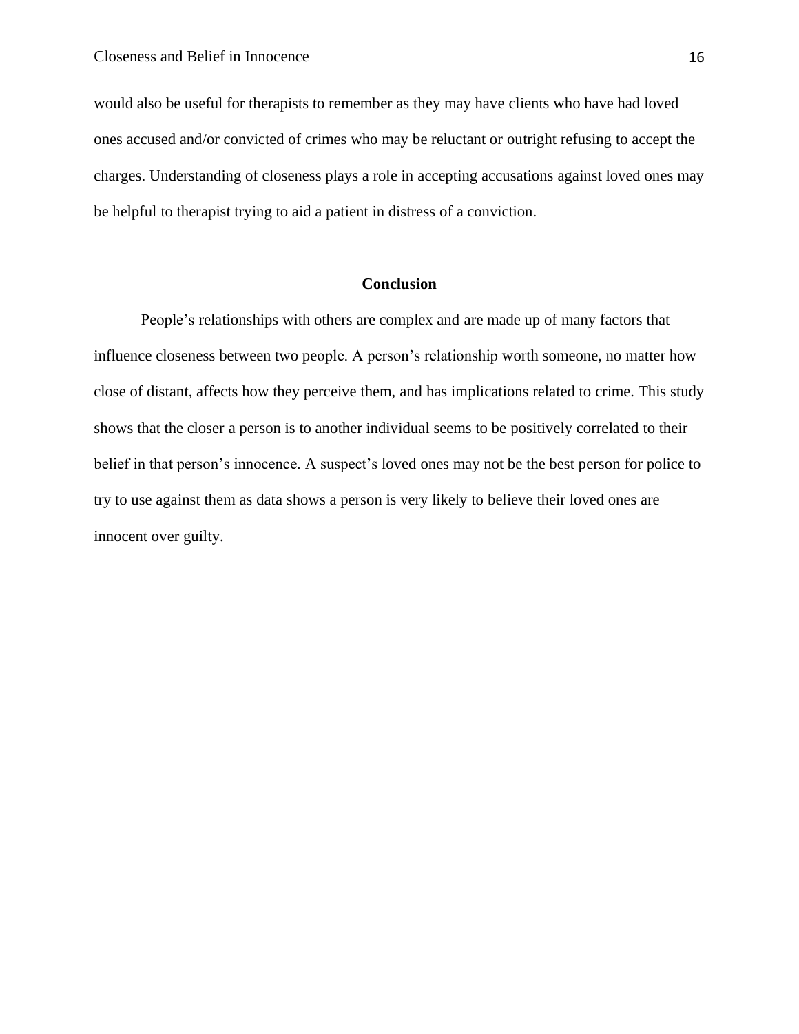would also be useful for therapists to remember as they may have clients who have had loved ones accused and/or convicted of crimes who may be reluctant or outright refusing to accept the charges. Understanding of closeness plays a role in accepting accusations against loved ones may be helpful to therapist trying to aid a patient in distress of a conviction.

## Conclusion

People's relationships with others are complex and are made up of many factors that influence closeness between two people. A person's relationship worth someone, no matter how close of distant, affects how they perceive them, and has implications related to crime. This study shows that the closer a person is to another individual seems to be positively correlated to their belief in that person's innocence. A suspect's loved ones may not be the best person for police to try to use against them as data shows a person is very likely to believe their loved ones are innocent over guilty.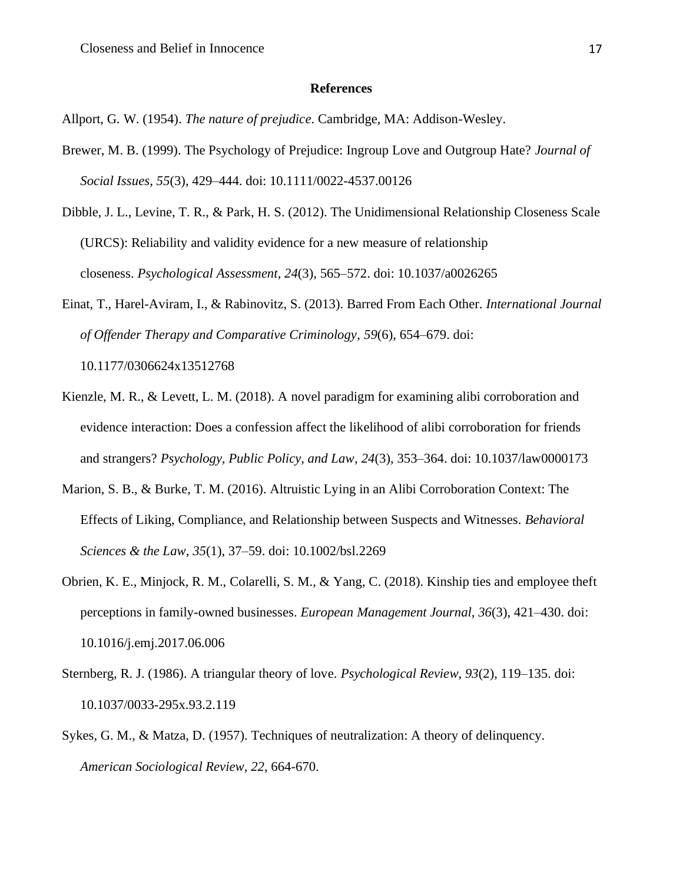**References**

Allport, G. W. (1954). *The nature of prejudice*. Cambridge, MA: Addison-Wesley.

Brewer, M. B. (1999). The Psychology of Prejudice: Ingroup Love and Outgroup Hate? *Journal of Social Issues*, *55*(3), 429–444. doi: 10.1111/0022-4537.00126

Dibble, J. L., Levine, T. R., & Park, H. S. (2012). The Unidimensional Relationship Closeness Scale (URCS): Reliability and validity evidence for a new measure of relationship closeness. *Psychological Assessment*, *24*(3), 565–572. doi: 10.1037/a0026265

Einat, T., Harel-Aviram, I., & Rabinovitz, S. (2013). Barred From Each Other. *International Journal of Offender Therapy and Comparative Criminology*, *59*(6), 654–679. doi: 10.1177/0306624x13512768

Kienzle, M. R., & Levett, L. M. (2018). A novel paradigm for examining alibi corroboration and evidence interaction: Does a confession affect the likelihood of alibi corroboration for friends and strangers? *Psychology, Public Policy, and Law*, *24*(3), 353–364. doi: 10.1037/law0000173

Marion, S. B., & Burke, T. M. (2016). Altruistic Lying in an Alibi Corroboration Context: The Effects of Liking, Compliance, and Relationship between Suspects and Witnesses. *Behavioral Sciences & the Law*, *35*(1), 37–59. doi: 10.1002/bsl.2269

Obrien, K. E., Minjock, R. M., Colarelli, S. M., & Yang, C. (2018). Kinship ties and employee theft perceptions in family-owned businesses. *European Management Journal*, *36*(3), 421–430. doi: 10.1016/j.emj.2017.06.006

Sternberg, R. J. (1986). A triangular theory of love. *Psychological Review*, *93*(2), 119–135. doi: 10.1037/0033-295x.93.2.119

Sykes, G. M., & Matza, D. (1957). Techniques of neutralization: A theory of delinquency. *American Sociological Review*, *22*, 664-670.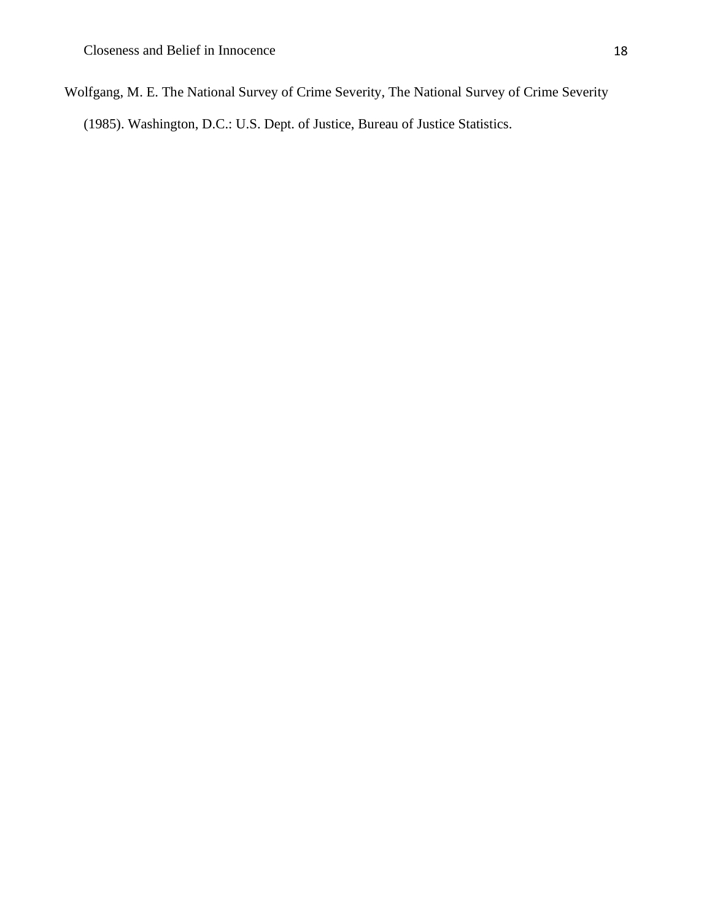Wolfgang, M. E. The National Survey of Crime Severity, The National Survey of Crime Severity (1985). Washington, D.C.: U.S. Dept. of Justice, Bureau of Justice Statistics.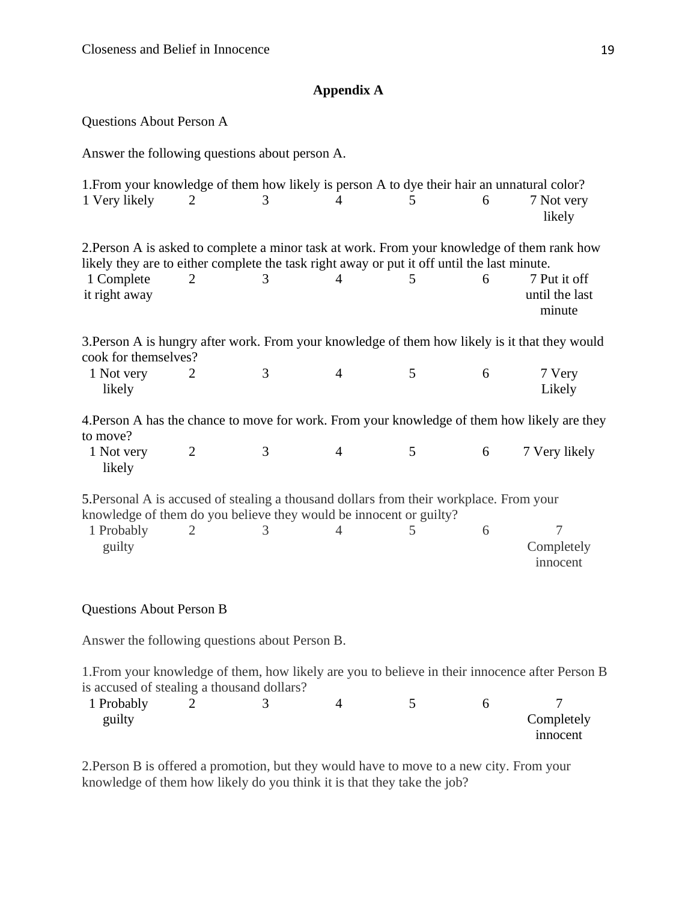# Appendix A

Questions About Person A

Answer the following questions about person A.

1.From your knowledge of them how likely is person A to dye their hair an unnatural color?

| 1 Very likely | 2 | 3 | 4 | 5 | 6 | 7 Not very likely |
|---|---|---|---|---|---|---|

2.Person A is asked to complete a minor task at work. From your knowledge of them rank how likely they are to either complete the task right away or put it off until the last minute.

| 1 Complete it right away | 2 | 3 | 4 | 5 | 6 | 7 Put it off until the last minute |
|---|---|---|---|---|---|---|

3.Person A is hungry after work. From your knowledge of them how likely is it that they would cook for themselves?

| 1 Not very likely | 2 | 3 | 4 | 5 | 6 | 7 Very Likely |
|---|---|---|---|---|---|---|

4.Person A has the chance to move for work. From your knowledge of them how likely are they to move?

| 1 Not very likely | 2 | 3 | 4 | 5 | 6 | 7 Very likely |
|---|---|---|---|---|---|---|

5.Personal A is accused of stealing a thousand dollars from their workplace. From your knowledge of them do you believe they would be innocent or guilty?

| 1 Probably guilty | 2 | 3 | 4 | 5 | 6 | 7 Completely innocent |
|---|---|---|---|---|---|---|

Questions About Person B

Answer the following questions about Person B.

1.From your knowledge of them, how likely are you to believe in their innocence after Person B is accused of stealing a thousand dollars?

| 1 Probably guilty | 2 | 3 | 4 | 5 | 6 | 7 Completely innocent |
|---|---|---|---|---|---|---|

2.Person B is offered a promotion, but they would have to move to a new city. From your knowledge of them how likely do you think it is that they take the job?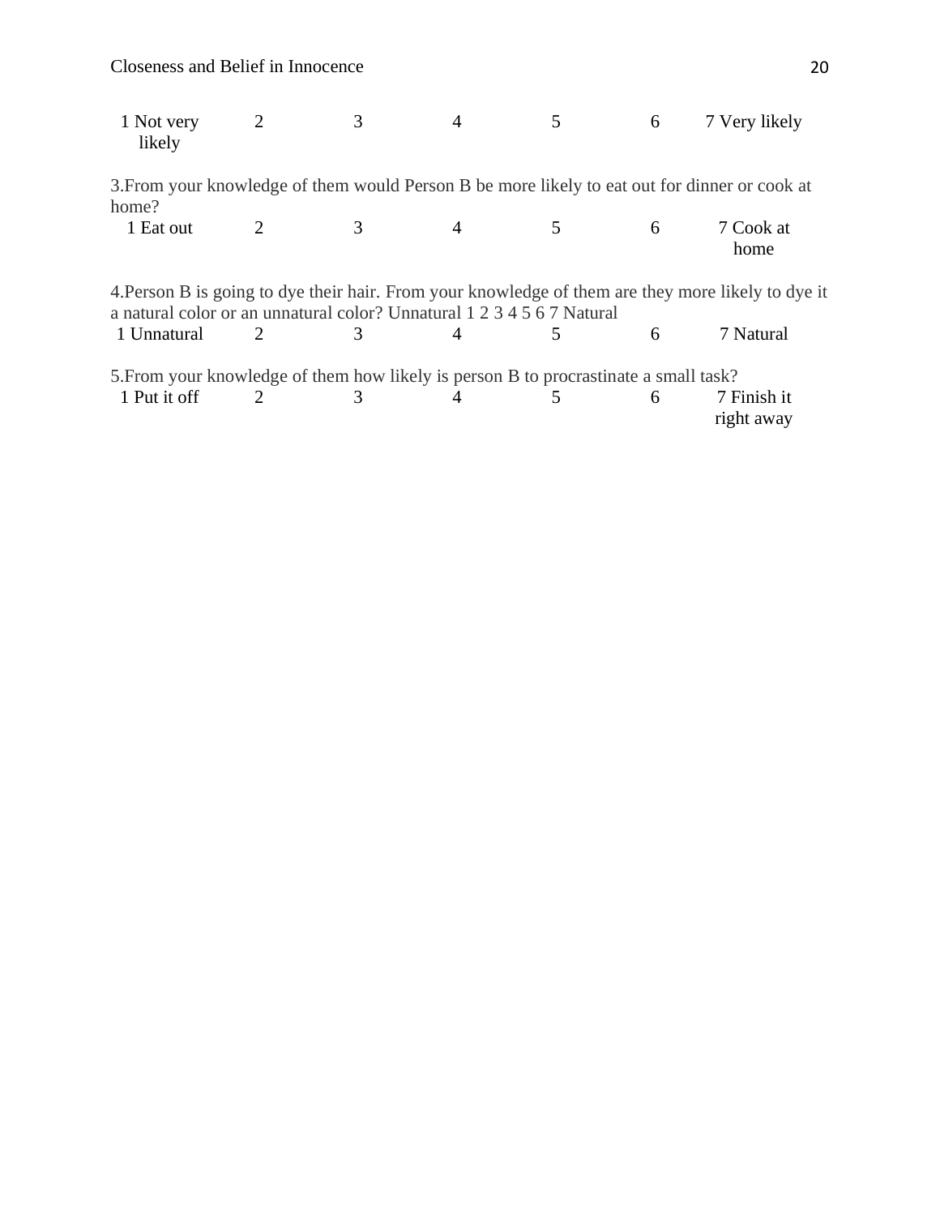| 1 Not very likely | 2 | 3 | 4 | 5 | 6 | 7 Very likely |
|---|---|---|---|---|---|---|

3.From your knowledge of them would Person B be more likely to eat out for dinner or cook at home?

| 1 Eat out | 2 | 3 | 4 | 5 | 6 | 7 Cook at home |
|---|---|---|---|---|---|---|

4.Person B is going to dye their hair. From your knowledge of them are they more likely to dye it a natural color or an unnatural color? Unnatural 1 2 3 4 5 6 7 Natural

| 1 Unnatural | 2 | 3 | 4 | 5 | 6 | 7 Natural |
|---|---|---|---|---|---|---|

5.From your knowledge of them how likely is person B to procrastinate a small task?

| 1 Put it off | 2 | 3 | 4 | 5 | 6 | 7 Finish it right away |
|---|---|---|---|---|---|---|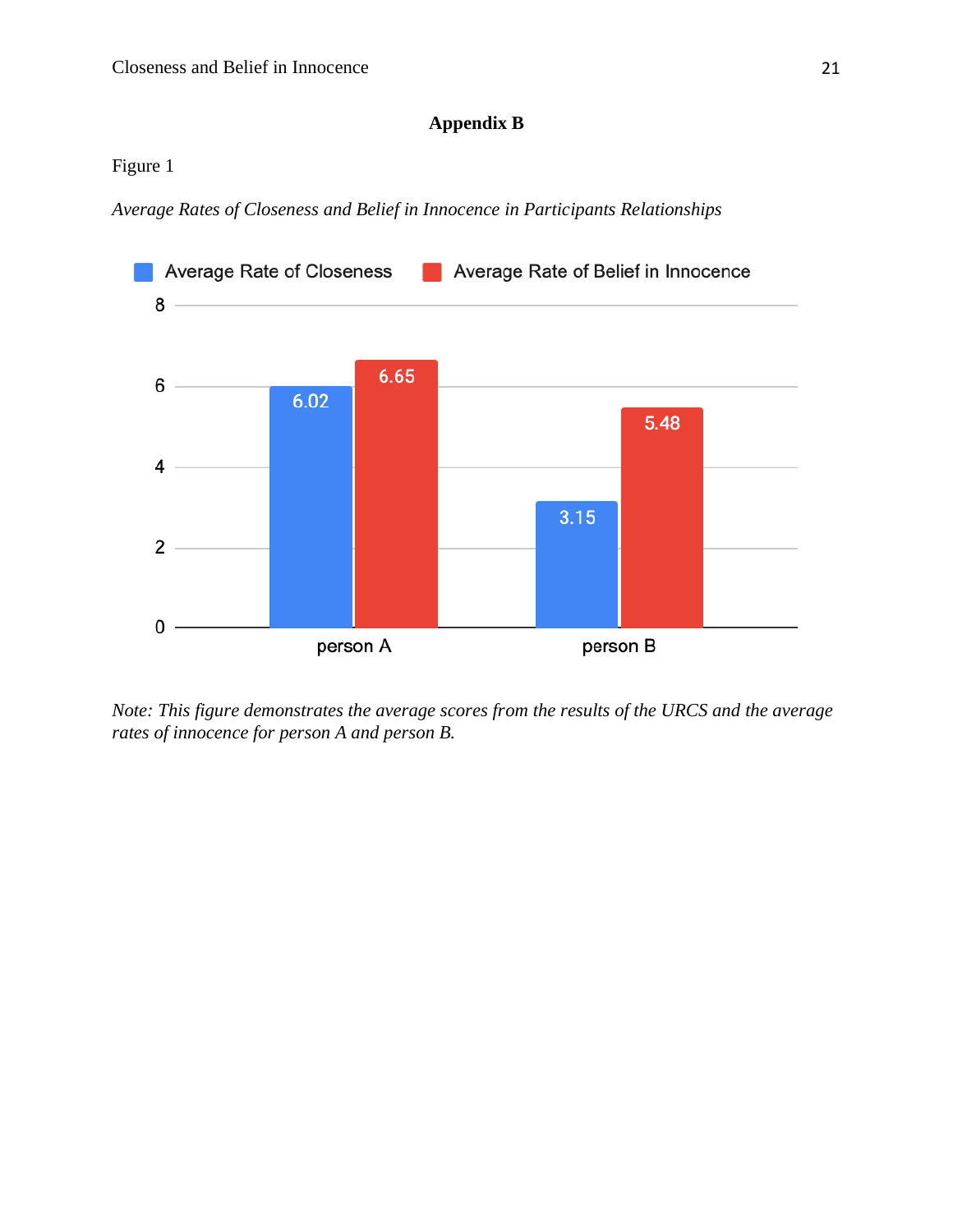**Appendix B**

Figure 1

*Average Rates of Closeness and Belief in Innocence in Participants Relationships*

Average Rate of Closeness
Average Rate of Belief in Innocence

8
6
4
2
0

6.02
6.65
3.15
5.48

person A
person B

*Note: This figure demonstrates the average scores from the results of the URCS and the average rates of innocence for person A and person B.*